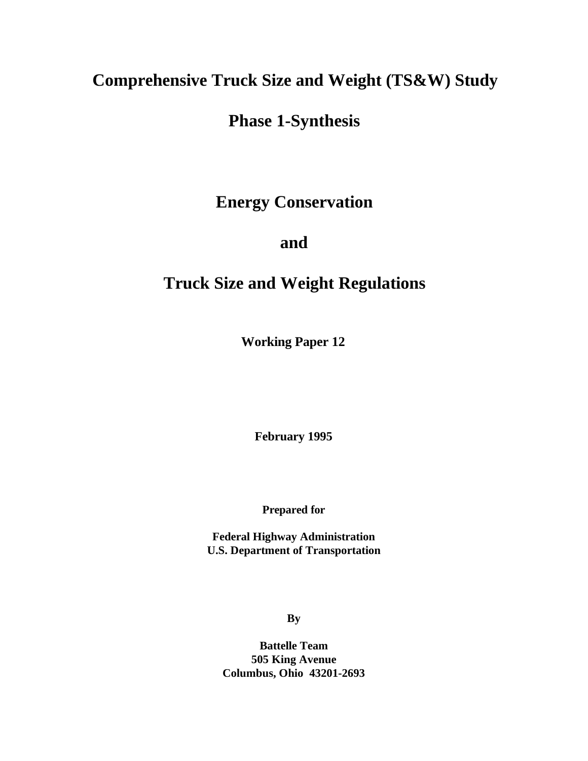# Comprehensive Truck Size and Weight (TS&W) Study

## Phase 1-Synthesis

# Energy Conservation

# and

# Truck Size and Weight Regulations

**Working Paper 12**

**February 1995**

**Prepared for**

**Federal Highway Administration**
**U.S. Department of Transportation**

**By**

**Battelle Team**
**505 King Avenue**
**Columbus, Ohio 43201-2693**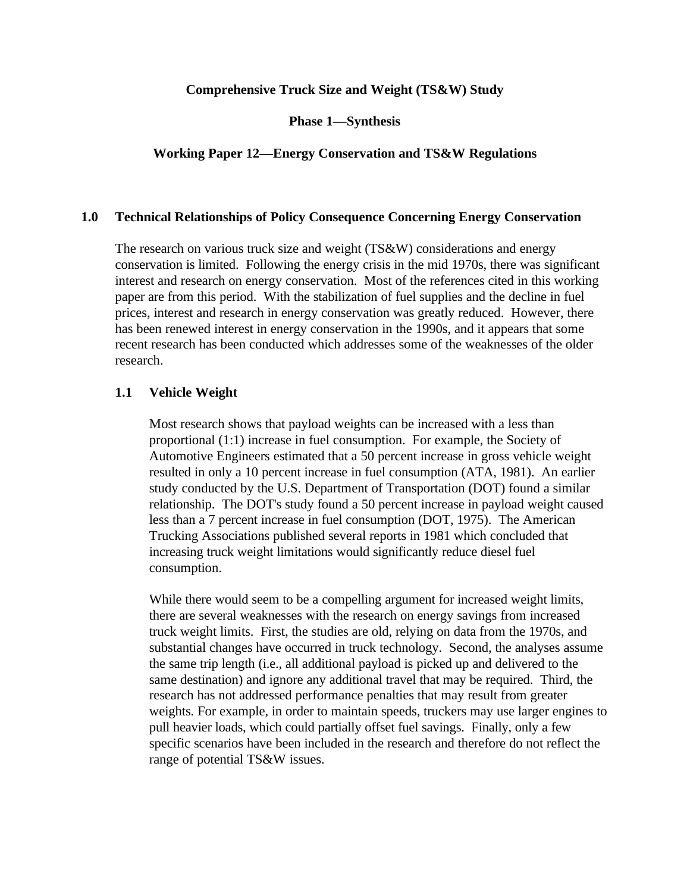**Comprehensive Truck Size and Weight (TS&W) Study**

**Phase 1—Synthesis**

**Working Paper 12—Energy Conservation and TS&W Regulations**

## 1.0 Technical Relationships of Policy Consequence Concerning Energy Conservation

The research on various truck size and weight (TS&W) considerations and energy conservation is limited. Following the energy crisis in the mid 1970s, there was significant interest and research on energy conservation. Most of the references cited in this working paper are from this period. With the stabilization of fuel supplies and the decline in fuel prices, interest and research in energy conservation was greatly reduced. However, there has been renewed interest in energy conservation in the 1990s, and it appears that some recent research has been conducted which addresses some of the weaknesses of the older research.

### 1.1 Vehicle Weight

Most research shows that payload weights can be increased with a less than proportional (1:1) increase in fuel consumption. For example, the Society of Automotive Engineers estimated that a 50 percent increase in gross vehicle weight resulted in only a 10 percent increase in fuel consumption (ATA, 1981). An earlier study conducted by the U.S. Department of Transportation (DOT) found a similar relationship. The DOT's study found a 50 percent increase in payload weight caused less than a 7 percent increase in fuel consumption (DOT, 1975). The American Trucking Associations published several reports in 1981 which concluded that increasing truck weight limitations would significantly reduce diesel fuel consumption.

While there would seem to be a compelling argument for increased weight limits, there are several weaknesses with the research on energy savings from increased truck weight limits. First, the studies are old, relying on data from the 1970s, and substantial changes have occurred in truck technology. Second, the analyses assume the same trip length (i.e., all additional payload is picked up and delivered to the same destination) and ignore any additional travel that may be required. Third, the research has not addressed performance penalties that may result from greater weights. For example, in order to maintain speeds, truckers may use larger engines to pull heavier loads, which could partially offset fuel savings. Finally, only a few specific scenarios have been included in the research and therefore do not reflect the range of potential TS&W issues.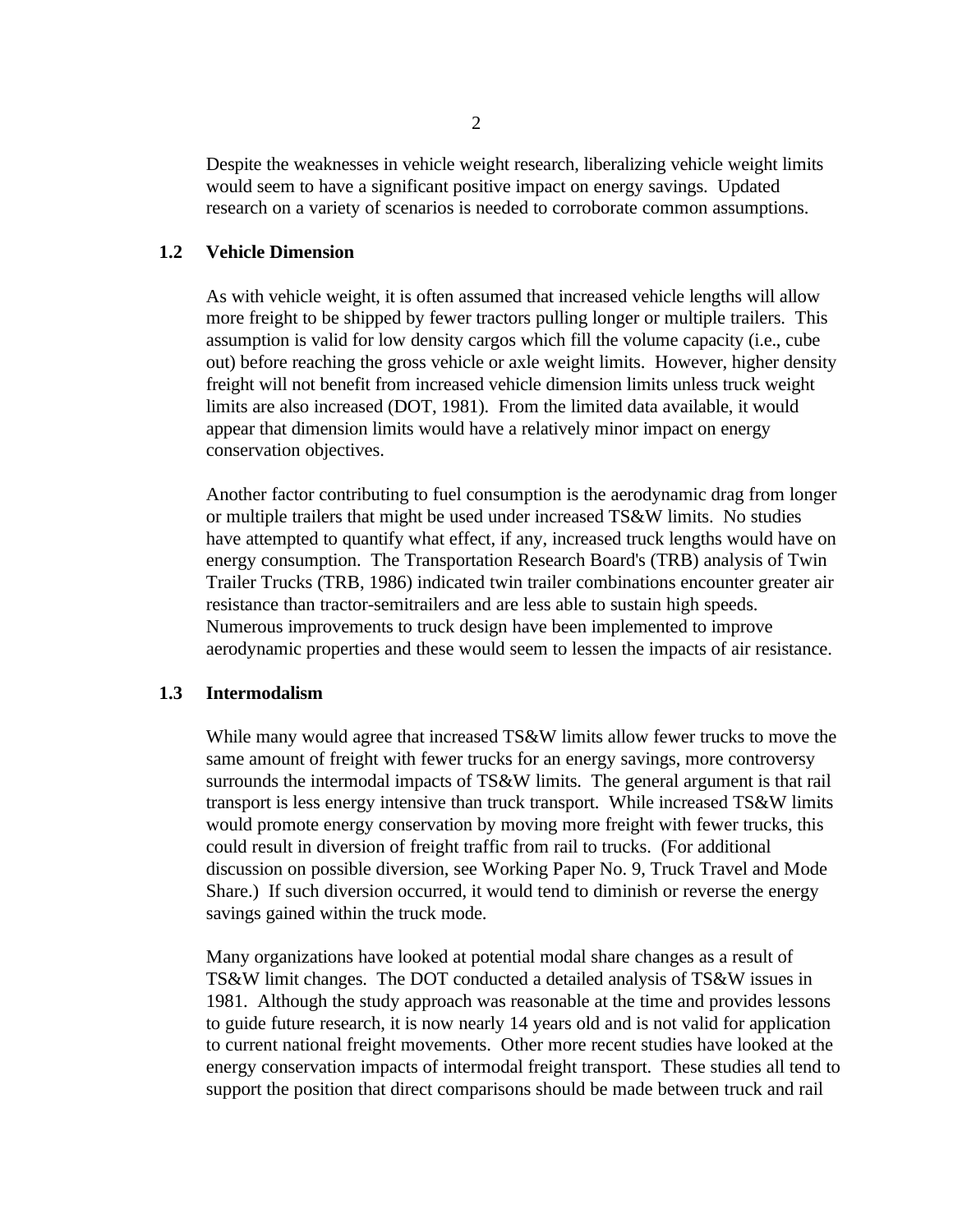Despite the weaknesses in vehicle weight research, liberalizing vehicle weight limits would seem to have a significant positive impact on energy savings. Updated research on a variety of scenarios is needed to corroborate common assumptions.

## 1.2 Vehicle Dimension

As with vehicle weight, it is often assumed that increased vehicle lengths will allow more freight to be shipped by fewer tractors pulling longer or multiple trailers. This assumption is valid for low density cargos which fill the volume capacity (i.e., cube out) before reaching the gross vehicle or axle weight limits. However, higher density freight will not benefit from increased vehicle dimension limits unless truck weight limits are also increased (DOT, 1981). From the limited data available, it would appear that dimension limits would have a relatively minor impact on energy conservation objectives.

Another factor contributing to fuel consumption is the aerodynamic drag from longer or multiple trailers that might be used under increased TS&W limits. No studies have attempted to quantify what effect, if any, increased truck lengths would have on energy consumption. The Transportation Research Board's (TRB) analysis of Twin Trailer Trucks (TRB, 1986) indicated twin trailer combinations encounter greater air resistance than tractor-semitrailers and are less able to sustain high speeds. Numerous improvements to truck design have been implemented to improve aerodynamic properties and these would seem to lessen the impacts of air resistance.

## 1.3 Intermodalism

While many would agree that increased TS&W limits allow fewer trucks to move the same amount of freight with fewer trucks for an energy savings, more controversy surrounds the intermodal impacts of TS&W limits. The general argument is that rail transport is less energy intensive than truck transport. While increased TS&W limits would promote energy conservation by moving more freight with fewer trucks, this could result in diversion of freight traffic from rail to trucks. (For additional discussion on possible diversion, see Working Paper No. 9, Truck Travel and Mode Share.) If such diversion occurred, it would tend to diminish or reverse the energy savings gained within the truck mode.

Many organizations have looked at potential modal share changes as a result of TS&W limit changes. The DOT conducted a detailed analysis of TS&W issues in 1981. Although the study approach was reasonable at the time and provides lessons to guide future research, it is now nearly 14 years old and is not valid for application to current national freight movements. Other more recent studies have looked at the energy conservation impacts of intermodal freight transport. These studies all tend to support the position that direct comparisons should be made between truck and rail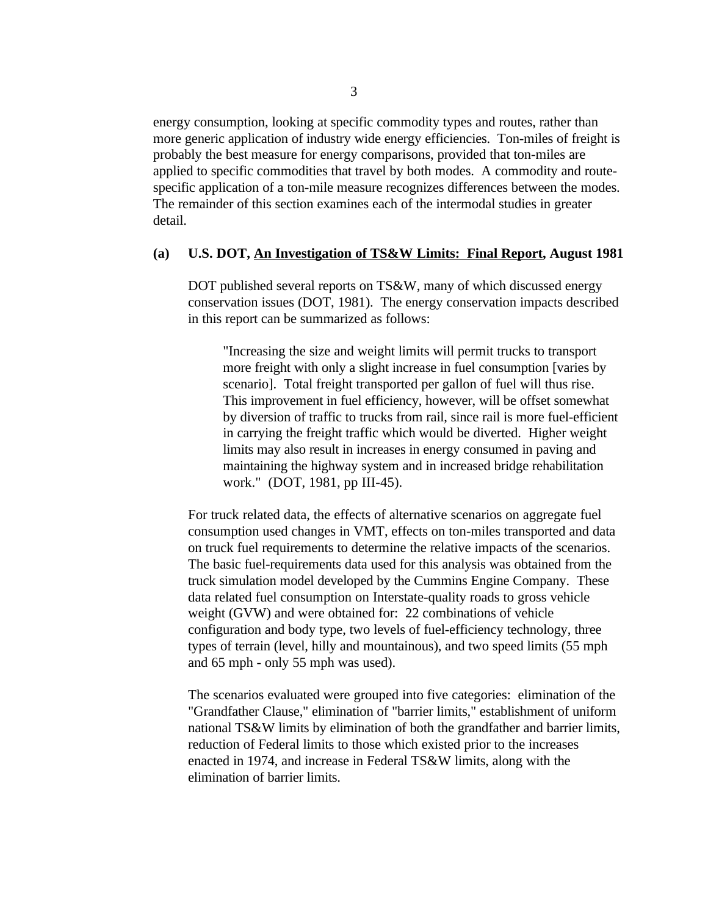energy consumption, looking at specific commodity types and routes, rather than more generic application of industry wide energy efficiencies. Ton-miles of freight is probably the best measure for energy comparisons, provided that ton-miles are applied to specific commodities that travel by both modes. A commodity and route-specific application of a ton-mile measure recognizes differences between the modes. The remainder of this section examines each of the intermodal studies in greater detail.

**(a) U.S. DOT, <u>An Investigation of TS&W Limits: Final Report</u>, August 1981**

DOT published several reports on TS&W, many of which discussed energy conservation issues (DOT, 1981). The energy conservation impacts described in this report can be summarized as follows:

> "Increasing the size and weight limits will permit trucks to transport more freight with only a slight increase in fuel consumption [varies by scenario]. Total freight transported per gallon of fuel will thus rise. This improvement in fuel efficiency, however, will be offset somewhat by diversion of traffic to trucks from rail, since rail is more fuel-efficient in carrying the freight traffic which would be diverted. Higher weight limits may also result in increases in energy consumed in paving and maintaining the highway system and in increased bridge rehabilitation work." (DOT, 1981, pp III-45).

For truck related data, the effects of alternative scenarios on aggregate fuel consumption used changes in VMT, effects on ton-miles transported and data on truck fuel requirements to determine the relative impacts of the scenarios. The basic fuel-requirements data used for this analysis was obtained from the truck simulation model developed by the Cummins Engine Company. These data related fuel consumption on Interstate-quality roads to gross vehicle weight (GVW) and were obtained for: 22 combinations of vehicle configuration and body type, two levels of fuel-efficiency technology, three types of terrain (level, hilly and mountainous), and two speed limits (55 mph and 65 mph - only 55 mph was used).

The scenarios evaluated were grouped into five categories: elimination of the "Grandfather Clause," elimination of "barrier limits," establishment of uniform national TS&W limits by elimination of both the grandfather and barrier limits, reduction of Federal limits to those which existed prior to the increases enacted in 1974, and increase in Federal TS&W limits, along with the elimination of barrier limits.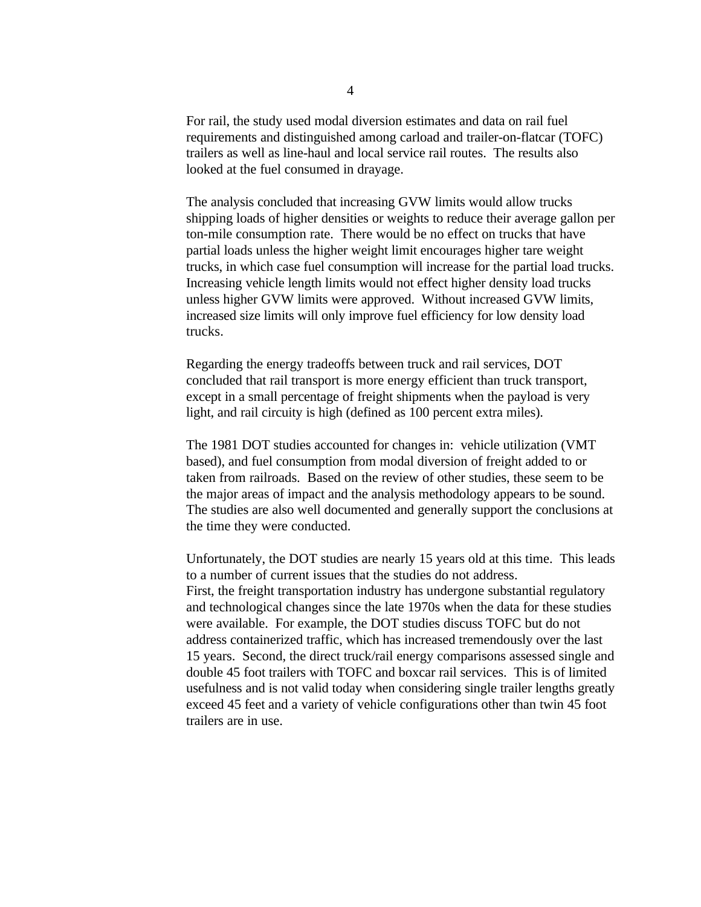For rail, the study used modal diversion estimates and data on rail fuel requirements and distinguished among carload and trailer-on-flatcar (TOFC) trailers as well as line-haul and local service rail routes. The results also looked at the fuel consumed in drayage.

The analysis concluded that increasing GVW limits would allow trucks shipping loads of higher densities or weights to reduce their average gallon per ton-mile consumption rate. There would be no effect on trucks that have partial loads unless the higher weight limit encourages higher tare weight trucks, in which case fuel consumption will increase for the partial load trucks. Increasing vehicle length limits would not effect higher density load trucks unless higher GVW limits were approved. Without increased GVW limits, increased size limits will only improve fuel efficiency for low density load trucks.

Regarding the energy tradeoffs between truck and rail services, DOT concluded that rail transport is more energy efficient than truck transport, except in a small percentage of freight shipments when the payload is very light, and rail circuity is high (defined as 100 percent extra miles).

The 1981 DOT studies accounted for changes in: vehicle utilization (VMT based), and fuel consumption from modal diversion of freight added to or taken from railroads. Based on the review of other studies, these seem to be the major areas of impact and the analysis methodology appears to be sound. The studies are also well documented and generally support the conclusions at the time they were conducted.

Unfortunately, the DOT studies are nearly 15 years old at this time. This leads to a number of current issues that the studies do not address.
First, the freight transportation industry has undergone substantial regulatory and technological changes since the late 1970s when the data for these studies were available. For example, the DOT studies discuss TOFC but do not address containerized traffic, which has increased tremendously over the last 15 years. Second, the direct truck/rail energy comparisons assessed single and double 45 foot trailers with TOFC and boxcar rail services. This is of limited usefulness and is not valid today when considering single trailer lengths greatly exceed 45 feet and a variety of vehicle configurations other than twin 45 foot trailers are in use.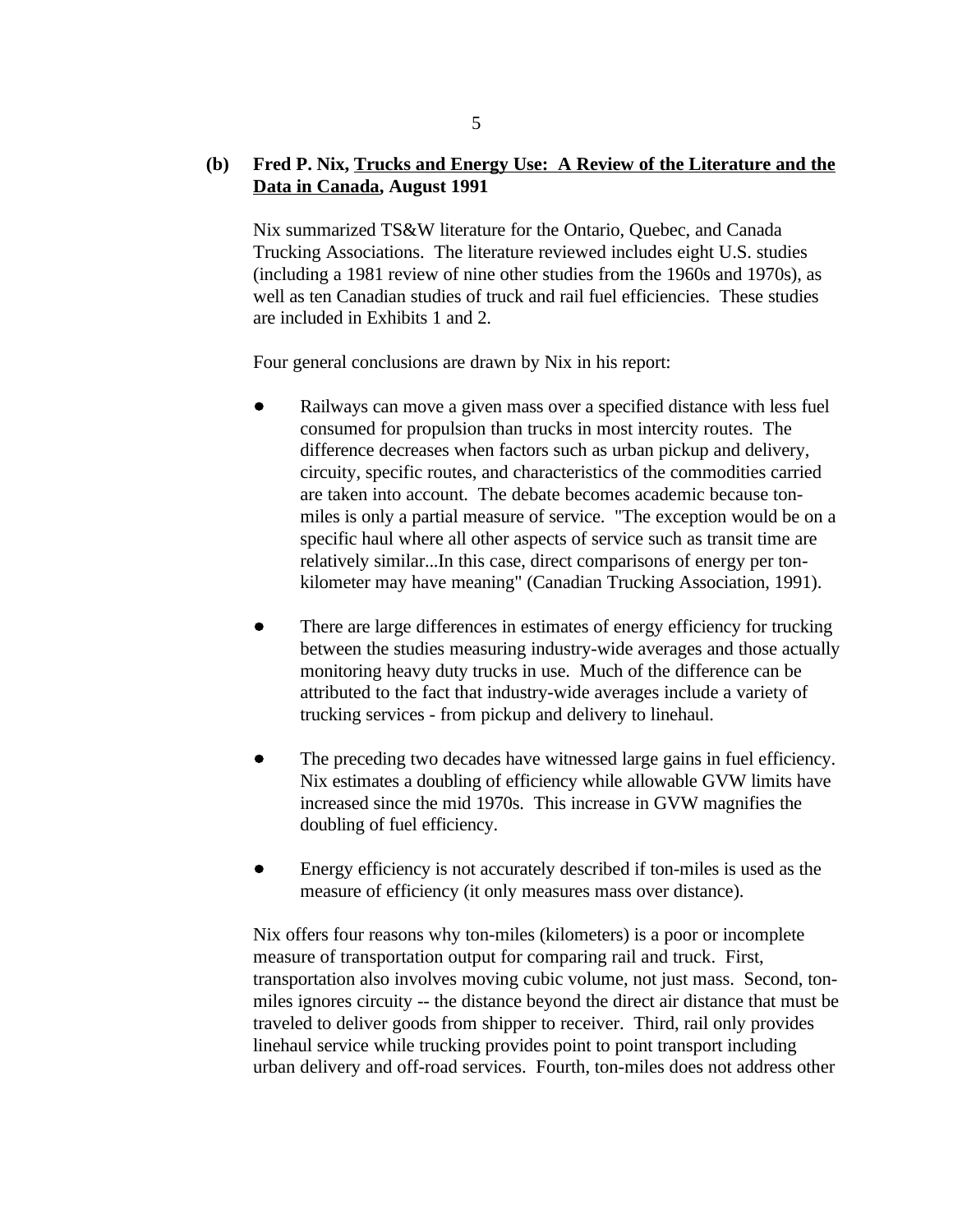**(b) Fred P. Nix, Trucks and Energy Use: A Review of the Literature and the Data in Canada, August 1991**

Nix summarized TS&W literature for the Ontario, Quebec, and Canada Trucking Associations. The literature reviewed includes eight U.S. studies (including a 1981 review of nine other studies from the 1960s and 1970s), as well as ten Canadian studies of truck and rail fuel efficiencies. These studies are included in Exhibits 1 and 2.

Four general conclusions are drawn by Nix in his report:

- Railways can move a given mass over a specified distance with less fuel consumed for propulsion than trucks in most intercity routes. The difference decreases when factors such as urban pickup and delivery, circuity, specific routes, and characteristics of the commodities carried are taken into account. The debate becomes academic because ton-miles is only a partial measure of service. "The exception would be on a specific haul where all other aspects of service such as transit time are relatively similar...In this case, direct comparisons of energy per ton-kilometer may have meaning" (Canadian Trucking Association, 1991).

- There are large differences in estimates of energy efficiency for trucking between the studies measuring industry-wide averages and those actually monitoring heavy duty trucks in use. Much of the difference can be attributed to the fact that industry-wide averages include a variety of trucking services - from pickup and delivery to linehaul.

- The preceding two decades have witnessed large gains in fuel efficiency. Nix estimates a doubling of efficiency while allowable GVW limits have increased since the mid 1970s. This increase in GVW magnifies the doubling of fuel efficiency.

- Energy efficiency is not accurately described if ton-miles is used as the measure of efficiency (it only measures mass over distance).

Nix offers four reasons why ton-miles (kilometers) is a poor or incomplete measure of transportation output for comparing rail and truck. First, transportation also involves moving cubic volume, not just mass. Second, ton-miles ignores circuity -- the distance beyond the direct air distance that must be traveled to deliver goods from shipper to receiver. Third, rail only provides linehaul service while trucking provides point to point transport including urban delivery and off-road services. Fourth, ton-miles does not address other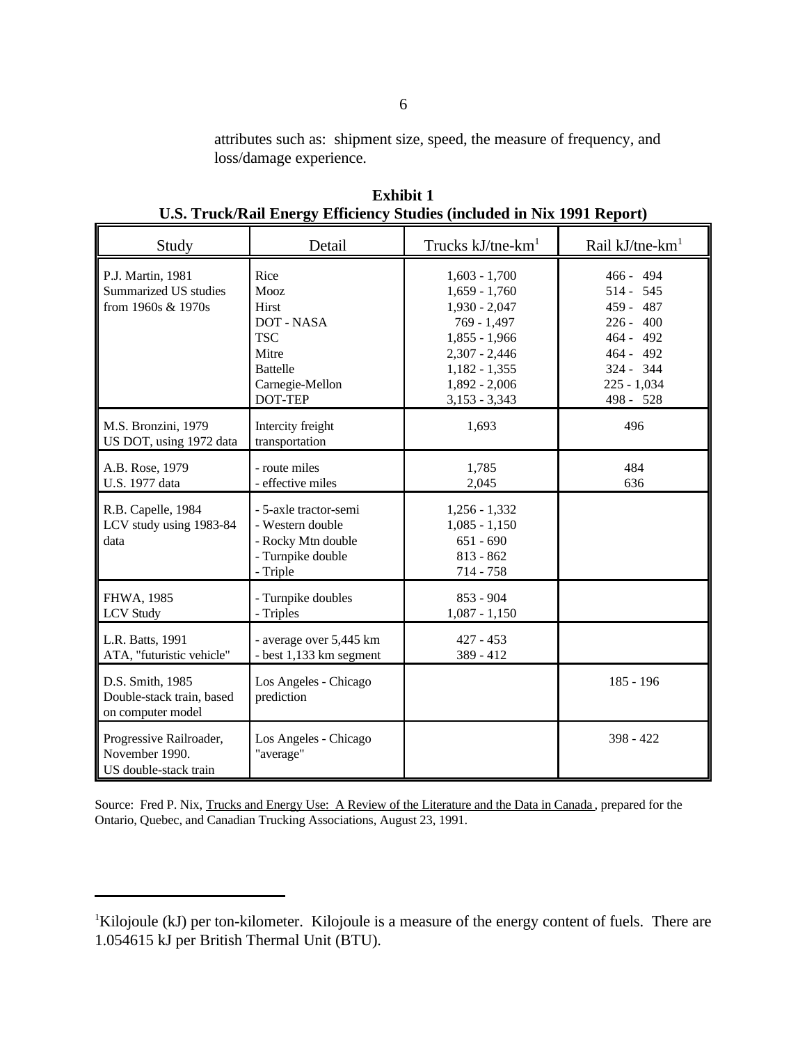attributes such as: shipment size, speed, the measure of frequency, and loss/damage experience.

**Exhibit 1**
**U.S. Truck/Rail Energy Efficiency Studies (included in Nix 1991 Report)**

| Study | Detail | Trucks kJ/tne-km[1] | Rail kJ/tne-km[1] |
|---|---|---|---|
| P.J. Martin, 1981<br>Summarized US studies from 1960s & 1970s | Rice<br>Mooz<br>Hirst<br>DOT - NASA<br>TSC<br>Mitre<br>Battelle<br>Carnegie-Mellon<br>DOT-TEP | 1,603 - 1,700<br>1,659 - 1,760<br>1,930 - 2,047<br>769 - 1,497<br>1,855 - 1,966<br>2,307 - 2,446<br>1,182 - 1,355<br>1,892 - 2,006<br>3,153 - 3,343 | 466 - 494<br>514 - 545<br>459 - 487<br>226 - 400<br>464 - 492<br>464 - 492<br>324 - 344<br>225 - 1,034<br>498 - 528 |
| M.S. Bronzini, 1979<br>US DOT, using 1972 data | Intercity freight transportation | 1,693 | 496 |
| A.B. Rose, 1979<br>U.S. 1977 data | - route miles<br>- effective miles | 1,785<br>2,045 | 484<br>636 |
| R.B. Capelle, 1984<br>LCV study using 1983-84 data | - 5-axle tractor-semi<br>- Western double<br>- Rocky Mtn double<br>- Turnpike double<br>- Triple | 1,256 - 1,332<br>1,085 - 1,150<br>651 - 690<br>813 - 862<br>714 - 758 | |
| FHWA, 1985<br>LCV Study | - Turnpike doubles<br>- Triples | 853 - 904<br>1,087 - 1,150 | |
| L.R. Batts, 1991<br>ATA, "futuristic vehicle" | - average over 5,445 km<br>- best 1,133 km segment | 427 - 453<br>389 - 412 | |
| D.S. Smith, 1985<br>Double-stack train, based on computer model | Los Angeles - Chicago prediction | | 185 - 196 |
| Progressive Railroader, November 1990.<br>US double-stack train | Los Angeles - Chicago "average" | | 398 - 422 |

Source: Fred P. Nix, Trucks and Energy Use: A Review of the Literature and the Data in Canada, prepared for the Ontario, Quebec, and Canadian Trucking Associations, August 23, 1991.

---

[1] Kilojoule (kJ) per ton-kilometer. Kilojoule is a measure of the energy content of fuels. There are 1.054615 kJ per British Thermal Unit (BTU).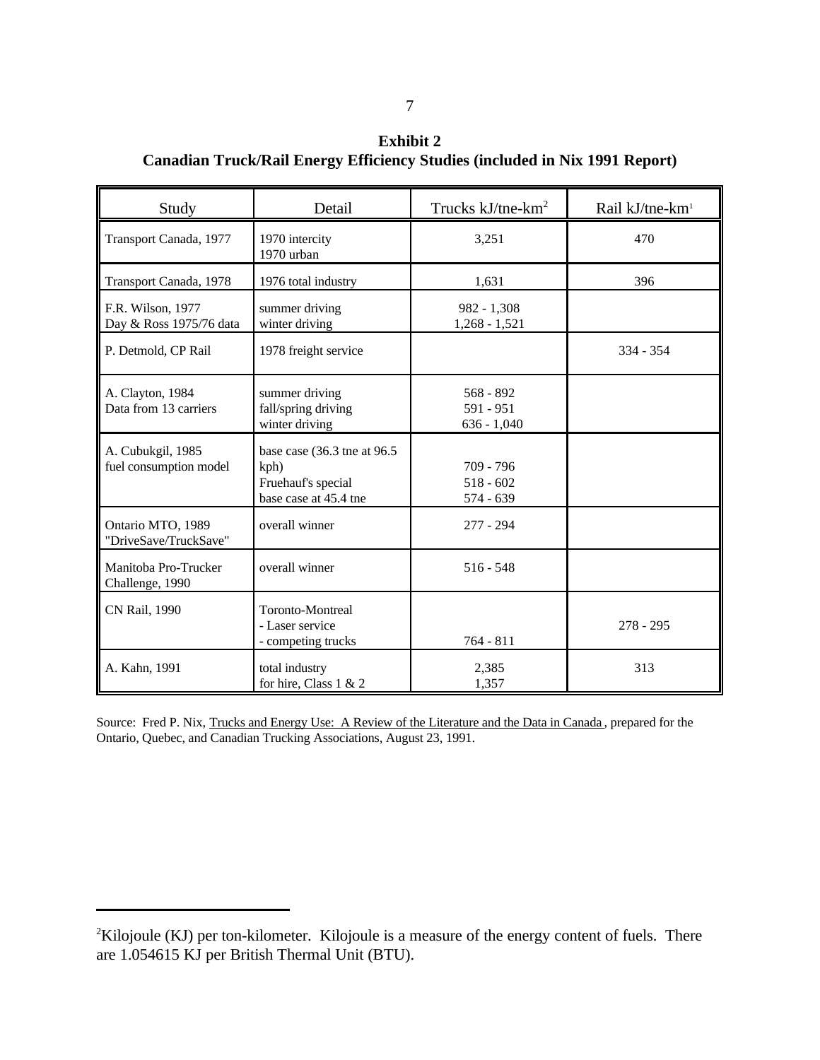**Exhibit 2**
**Canadian Truck/Rail Energy Efficiency Studies (included in Nix 1991 Report)**

| Study | Detail | Trucks kJ/tne-km[2] | Rail kJ/tne-km[1] |
|---|---|---|---|
| Transport Canada, 1977 | 1970 intercity<br>1970 urban | 3,251 | 470 |
| Transport Canada, 1978 | 1976 total industry | 1,631 | 396 |
| F.R. Wilson, 1977<br>Day & Ross 1975/76 data | summer driving<br>winter driving | 982 - 1,308<br>1,268 - 1,521 | |
| P. Detmold, CP Rail | 1978 freight service | | 334 - 354 |
| A. Clayton, 1984<br>Data from 13 carriers | summer driving<br>fall/spring driving<br>winter driving | 568 - 892<br>591 - 951<br>636 - 1,040 | |
| A. Cubukgil, 1985<br>fuel consumption model | base case (36.3 tne at 96.5 kph)<br>Fruehauf's special<br>base case at 45.4 tne | 709 - 796<br>518 - 602<br>574 - 639 | |
| Ontario MTO, 1989<br>"DriveSave/TruckSave" | overall winner | 277 - 294 | |
| Manitoba Pro-Trucker Challenge, 1990 | overall winner | 516 - 548 | |
| CN Rail, 1990 | Toronto-Montreal<br>- Laser service<br>- competing trucks | 764 - 811 | 278 - 295 |
| A. Kahn, 1991 | total industry<br>for hire, Class 1 & 2 | 2,385<br>1,357 | 313 |

Source: Fred P. Nix, Trucks and Energy Use: A Review of the Literature and the Data in Canada, prepared for the Ontario, Quebec, and Canadian Trucking Associations, August 23, 1991.

---

[2]Kilojoule (KJ) per ton-kilometer. Kilojoule is a measure of the energy content of fuels. There are 1.054615 KJ per British Thermal Unit (BTU).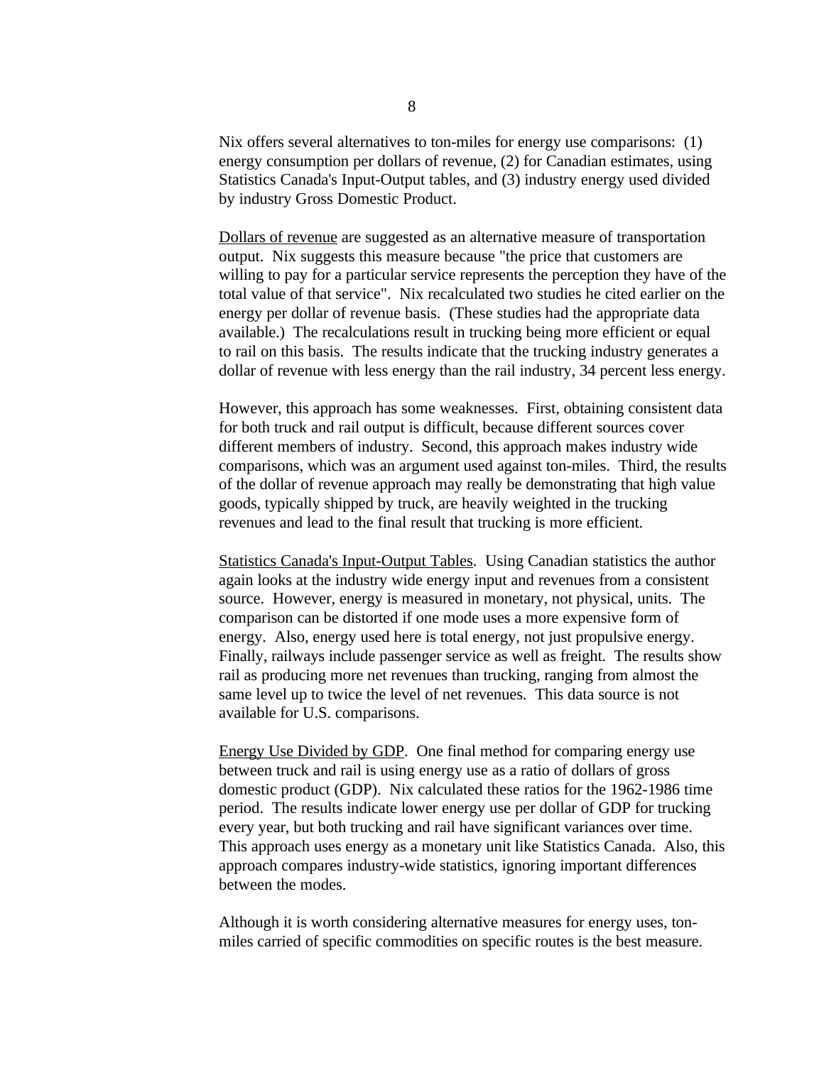Nix offers several alternatives to ton-miles for energy use comparisons: (1) energy consumption per dollars of revenue, (2) for Canadian estimates, using Statistics Canada's Input-Output tables, and (3) industry energy used divided by industry Gross Domestic Product.

Dollars of revenue are suggested as an alternative measure of transportation output. Nix suggests this measure because "the price that customers are willing to pay for a particular service represents the perception they have of the total value of that service". Nix recalculated two studies he cited earlier on the energy per dollar of revenue basis. (These studies had the appropriate data available.) The recalculations result in trucking being more efficient or equal to rail on this basis. The results indicate that the trucking industry generates a dollar of revenue with less energy than the rail industry, 34 percent less energy.

However, this approach has some weaknesses. First, obtaining consistent data for both truck and rail output is difficult, because different sources cover different members of industry. Second, this approach makes industry wide comparisons, which was an argument used against ton-miles. Third, the results of the dollar of revenue approach may really be demonstrating that high value goods, typically shipped by truck, are heavily weighted in the trucking revenues and lead to the final result that trucking is more efficient.

Statistics Canada's Input-Output Tables. Using Canadian statistics the author again looks at the industry wide energy input and revenues from a consistent source. However, energy is measured in monetary, not physical, units. The comparison can be distorted if one mode uses a more expensive form of energy. Also, energy used here is total energy, not just propulsive energy. Finally, railways include passenger service as well as freight. The results show rail as producing more net revenues than trucking, ranging from almost the same level up to twice the level of net revenues. This data source is not available for U.S. comparisons.

Energy Use Divided by GDP. One final method for comparing energy use between truck and rail is using energy use as a ratio of dollars of gross domestic product (GDP). Nix calculated these ratios for the 1962-1986 time period. The results indicate lower energy use per dollar of GDP for trucking every year, but both trucking and rail have significant variances over time. This approach uses energy as a monetary unit like Statistics Canada. Also, this approach compares industry-wide statistics, ignoring important differences between the modes.

Although it is worth considering alternative measures for energy uses, ton-miles carried of specific commodities on specific routes is the best measure.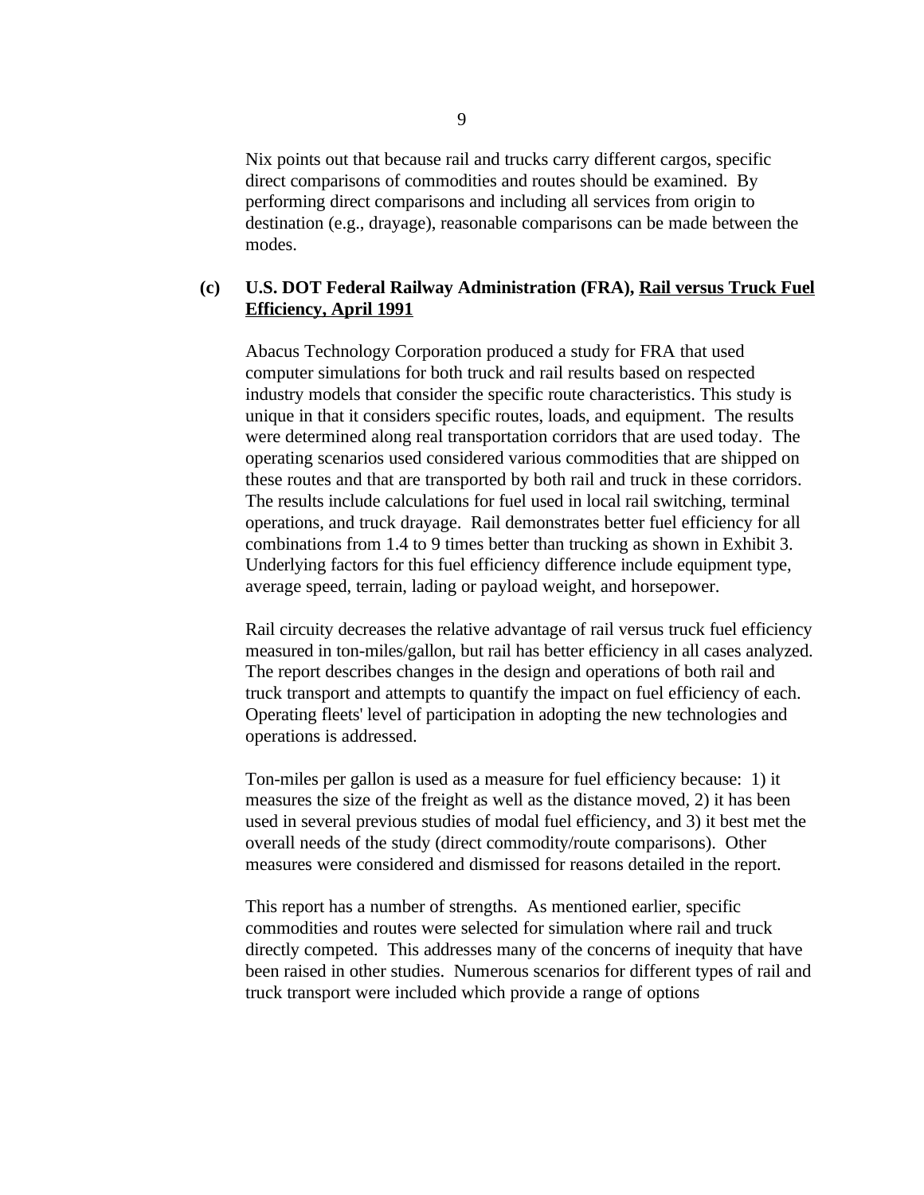Nix points out that because rail and trucks carry different cargos, specific direct comparisons of commodities and routes should be examined. By performing direct comparisons and including all services from origin to destination (e.g., drayage), reasonable comparisons can be made between the modes.

**(c) U.S. DOT Federal Railway Administration (FRA), <u>Rail versus Truck Fuel Efficiency, April 1991</u>**

Abacus Technology Corporation produced a study for FRA that used computer simulations for both truck and rail results based on respected industry models that consider the specific route characteristics. This study is unique in that it considers specific routes, loads, and equipment. The results were determined along real transportation corridors that are used today. The operating scenarios used considered various commodities that are shipped on these routes and that are transported by both rail and truck in these corridors. The results include calculations for fuel used in local rail switching, terminal operations, and truck drayage. Rail demonstrates better fuel efficiency for all combinations from 1.4 to 9 times better than trucking as shown in Exhibit 3. Underlying factors for this fuel efficiency difference include equipment type, average speed, terrain, lading or payload weight, and horsepower.

Rail circuity decreases the relative advantage of rail versus truck fuel efficiency measured in ton-miles/gallon, but rail has better efficiency in all cases analyzed. The report describes changes in the design and operations of both rail and truck transport and attempts to quantify the impact on fuel efficiency of each. Operating fleets' level of participation in adopting the new technologies and operations is addressed.

Ton-miles per gallon is used as a measure for fuel efficiency because: 1) it measures the size of the freight as well as the distance moved, 2) it has been used in several previous studies of modal fuel efficiency, and 3) it best met the overall needs of the study (direct commodity/route comparisons). Other measures were considered and dismissed for reasons detailed in the report.

This report has a number of strengths. As mentioned earlier, specific commodities and routes were selected for simulation where rail and truck directly competed. This addresses many of the concerns of inequity that have been raised in other studies. Numerous scenarios for different types of rail and truck transport were included which provide a range of options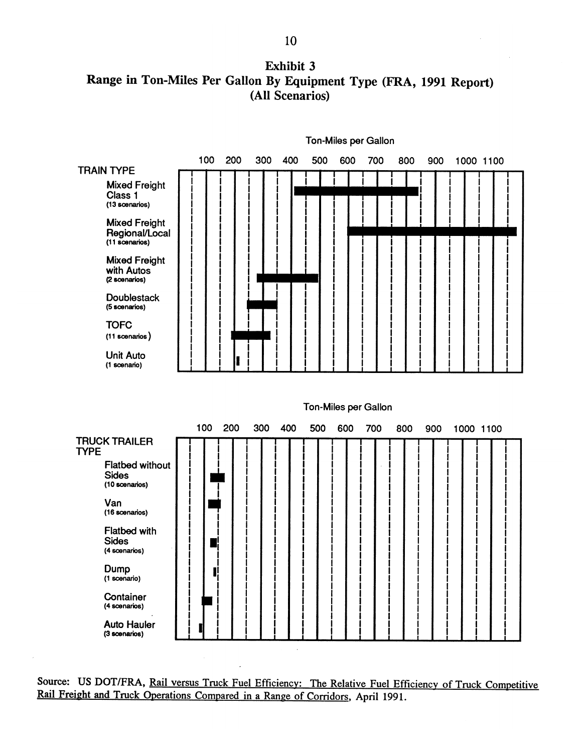## Exhibit 3
## Range in Ton-Miles Per Gallon By Equipment Type (FRA, 1991 Report)
## (All Scenarios)

Ton-Miles per Gallon

100 200 300 400 500 600 700 800 900 1000 1100

TRAIN TYPE

- Mixed Freight Class 1 (13 scenarios)
- Mixed Freight Regional/Local (11 scenarios)
- Mixed Freight with Autos (2 scenarios)
- Doublestack (5 scenarios)
- TOFC (11 scenarios)
- Unit Auto (1 scenario)

Ton-Miles per Gallon

100 200 300 400 500 600 700 800 900 1000 1100

TRUCK TRAILER TYPE

- Flatbed without Sides (10 scenarios)
- Van (16 scenarios)
- Flatbed with Sides (4 scenarios)
- Dump (1 scenario)
- Container (4 scenarios)
- Auto Hauler (3 scenarios)

Source: US DOT/FRA, Rail versus Truck Fuel Efficiency: The Relative Fuel Efficiency of Truck Competitive Rail Freight and Truck Operations Compared in a Range of Corridors, April 1991.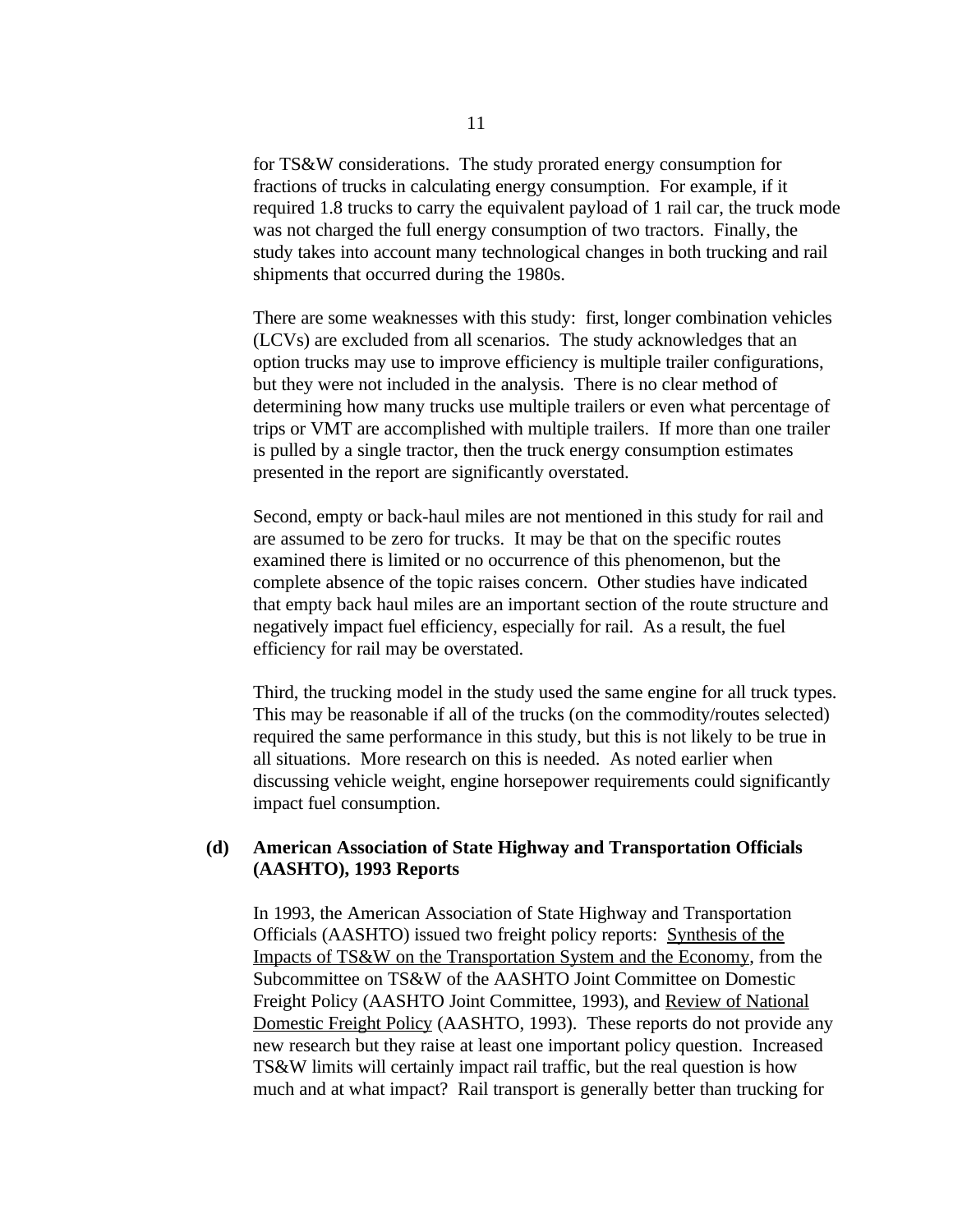for TS&W considerations. The study prorated energy consumption for fractions of trucks in calculating energy consumption. For example, if it required 1.8 trucks to carry the equivalent payload of 1 rail car, the truck mode was not charged the full energy consumption of two tractors. Finally, the study takes into account many technological changes in both trucking and rail shipments that occurred during the 1980s.

There are some weaknesses with this study: first, longer combination vehicles (LCVs) are excluded from all scenarios. The study acknowledges that an option trucks may use to improve efficiency is multiple trailer configurations, but they were not included in the analysis. There is no clear method of determining how many trucks use multiple trailers or even what percentage of trips or VMT are accomplished with multiple trailers. If more than one trailer is pulled by a single tractor, then the truck energy consumption estimates presented in the report are significantly overstated.

Second, empty or back-haul miles are not mentioned in this study for rail and are assumed to be zero for trucks. It may be that on the specific routes examined there is limited or no occurrence of this phenomenon, but the complete absence of the topic raises concern. Other studies have indicated that empty back haul miles are an important section of the route structure and negatively impact fuel efficiency, especially for rail. As a result, the fuel efficiency for rail may be overstated.

Third, the trucking model in the study used the same engine for all truck types. This may be reasonable if all of the trucks (on the commodity/routes selected) required the same performance in this study, but this is not likely to be true in all situations. More research on this is needed. As noted earlier when discussing vehicle weight, engine horsepower requirements could significantly impact fuel consumption.

**(d) American Association of State Highway and Transportation Officials (AASHTO), 1993 Reports**

In 1993, the American Association of State Highway and Transportation Officials (AASHTO) issued two freight policy reports: Synthesis of the Impacts of TS&W on the Transportation System and the Economy, from the Subcommittee on TS&W of the AASHTO Joint Committee on Domestic Freight Policy (AASHTO Joint Committee, 1993), and Review of National Domestic Freight Policy (AASHTO, 1993). These reports do not provide any new research but they raise at least one important policy question. Increased TS&W limits will certainly impact rail traffic, but the real question is how much and at what impact? Rail transport is generally better than trucking for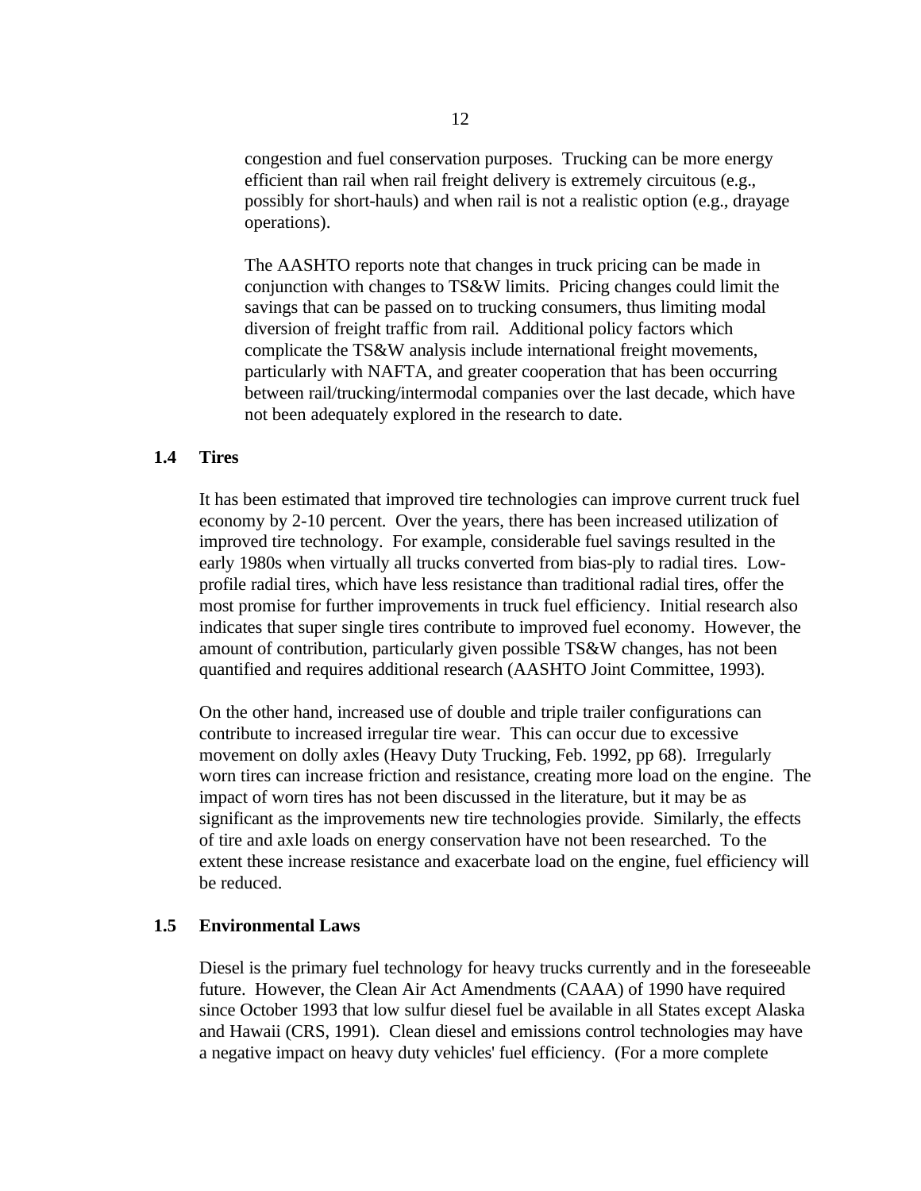congestion and fuel conservation purposes. Trucking can be more energy efficient than rail when rail freight delivery is extremely circuitous (e.g., possibly for short-hauls) and when rail is not a realistic option (e.g., drayage operations).

The AASHTO reports note that changes in truck pricing can be made in conjunction with changes to TS&W limits. Pricing changes could limit the savings that can be passed on to trucking consumers, thus limiting modal diversion of freight traffic from rail. Additional policy factors which complicate the TS&W analysis include international freight movements, particularly with NAFTA, and greater cooperation that has been occurring between rail/trucking/intermodal companies over the last decade, which have not been adequately explored in the research to date.

### 1.4 Tires

It has been estimated that improved tire technologies can improve current truck fuel economy by 2-10 percent. Over the years, there has been increased utilization of improved tire technology. For example, considerable fuel savings resulted in the early 1980s when virtually all trucks converted from bias-ply to radial tires. Low-profile radial tires, which have less resistance than traditional radial tires, offer the most promise for further improvements in truck fuel efficiency. Initial research also indicates that super single tires contribute to improved fuel economy. However, the amount of contribution, particularly given possible TS&W changes, has not been quantified and requires additional research (AASHTO Joint Committee, 1993).

On the other hand, increased use of double and triple trailer configurations can contribute to increased irregular tire wear. This can occur due to excessive movement on dolly axles (Heavy Duty Trucking, Feb. 1992, pp 68). Irregularly worn tires can increase friction and resistance, creating more load on the engine. The impact of worn tires has not been discussed in the literature, but it may be as significant as the improvements new tire technologies provide. Similarly, the effects of tire and axle loads on energy conservation have not been researched. To the extent these increase resistance and exacerbate load on the engine, fuel efficiency will be reduced.

### 1.5 Environmental Laws

Diesel is the primary fuel technology for heavy trucks currently and in the foreseeable future. However, the Clean Air Act Amendments (CAAA) of 1990 have required since October 1993 that low sulfur diesel fuel be available in all States except Alaska and Hawaii (CRS, 1991). Clean diesel and emissions control technologies may have a negative impact on heavy duty vehicles' fuel efficiency. (For a more complete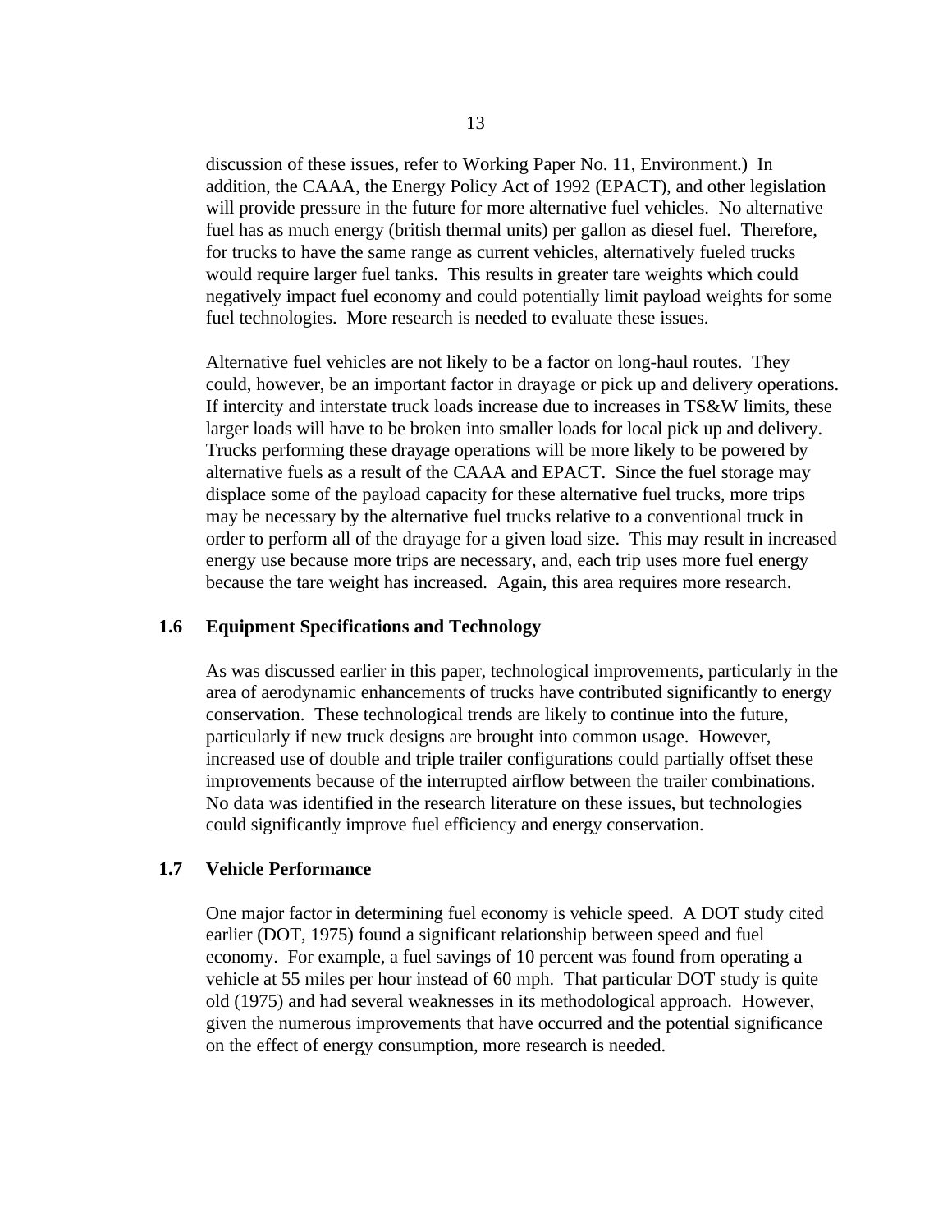discussion of these issues, refer to Working Paper No. 11, Environment.) In addition, the CAAA, the Energy Policy Act of 1992 (EPACT), and other legislation will provide pressure in the future for more alternative fuel vehicles. No alternative fuel has as much energy (british thermal units) per gallon as diesel fuel. Therefore, for trucks to have the same range as current vehicles, alternatively fueled trucks would require larger fuel tanks. This results in greater tare weights which could negatively impact fuel economy and could potentially limit payload weights for some fuel technologies. More research is needed to evaluate these issues.

Alternative fuel vehicles are not likely to be a factor on long-haul routes. They could, however, be an important factor in drayage or pick up and delivery operations. If intercity and interstate truck loads increase due to increases in TS&W limits, these larger loads will have to be broken into smaller loads for local pick up and delivery. Trucks performing these drayage operations will be more likely to be powered by alternative fuels as a result of the CAAA and EPACT. Since the fuel storage may displace some of the payload capacity for these alternative fuel trucks, more trips may be necessary by the alternative fuel trucks relative to a conventional truck in order to perform all of the drayage for a given load size. This may result in increased energy use because more trips are necessary, and, each trip uses more fuel energy because the tare weight has increased. Again, this area requires more research.

## 1.6 Equipment Specifications and Technology

As was discussed earlier in this paper, technological improvements, particularly in the area of aerodynamic enhancements of trucks have contributed significantly to energy conservation. These technological trends are likely to continue into the future, particularly if new truck designs are brought into common usage. However, increased use of double and triple trailer configurations could partially offset these improvements because of the interrupted airflow between the trailer combinations. No data was identified in the research literature on these issues, but technologies could significantly improve fuel efficiency and energy conservation.

## 1.7 Vehicle Performance

One major factor in determining fuel economy is vehicle speed. A DOT study cited earlier (DOT, 1975) found a significant relationship between speed and fuel economy. For example, a fuel savings of 10 percent was found from operating a vehicle at 55 miles per hour instead of 60 mph. That particular DOT study is quite old (1975) and had several weaknesses in its methodological approach. However, given the numerous improvements that have occurred and the potential significance on the effect of energy consumption, more research is needed.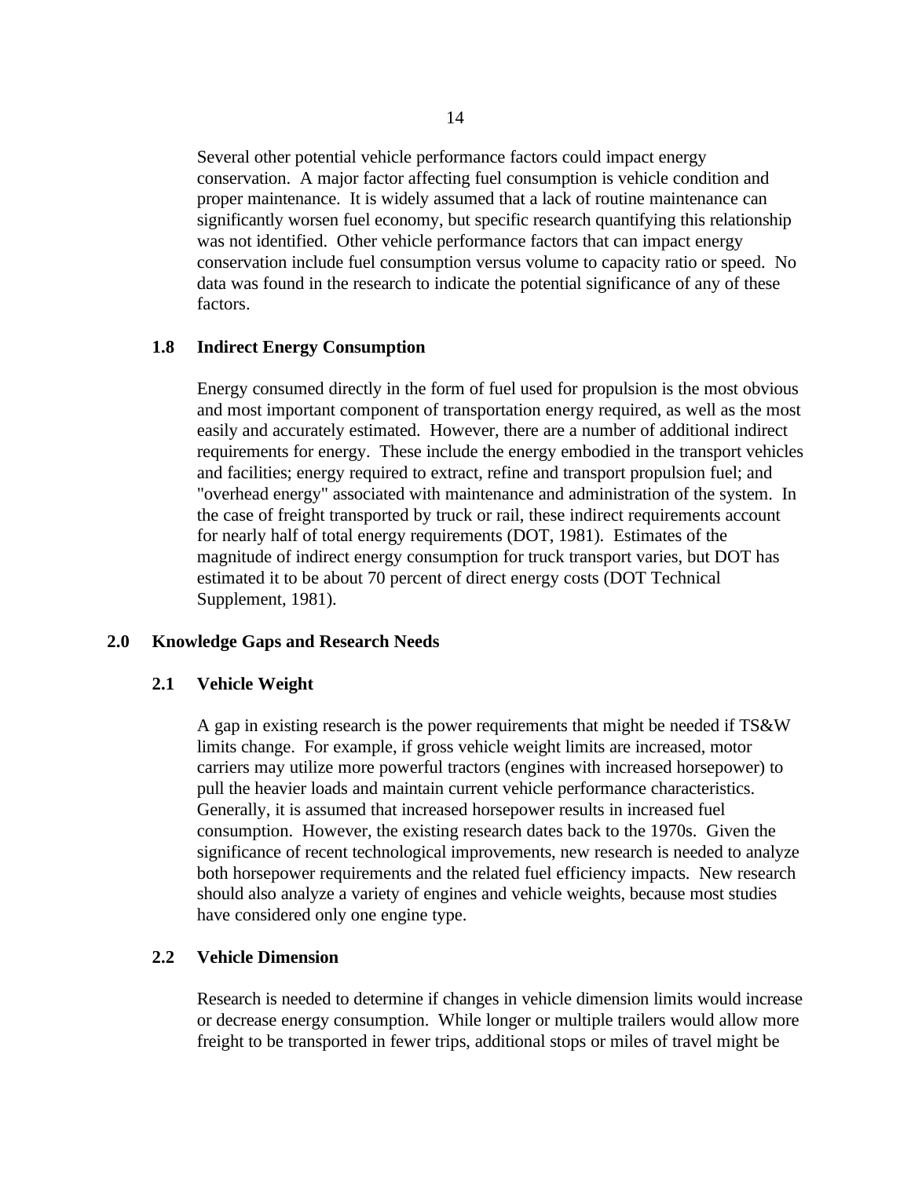Several other potential vehicle performance factors could impact energy conservation. A major factor affecting fuel consumption is vehicle condition and proper maintenance. It is widely assumed that a lack of routine maintenance can significantly worsen fuel economy, but specific research quantifying this relationship was not identified. Other vehicle performance factors that can impact energy conservation include fuel consumption versus volume to capacity ratio or speed. No data was found in the research to indicate the potential significance of any of these factors.

### 1.8 Indirect Energy Consumption

Energy consumed directly in the form of fuel used for propulsion is the most obvious and most important component of transportation energy required, as well as the most easily and accurately estimated. However, there are a number of additional indirect requirements for energy. These include the energy embodied in the transport vehicles and facilities; energy required to extract, refine and transport propulsion fuel; and "overhead energy" associated with maintenance and administration of the system. In the case of freight transported by truck or rail, these indirect requirements account for nearly half of total energy requirements (DOT, 1981). Estimates of the magnitude of indirect energy consumption for truck transport varies, but DOT has estimated it to be about 70 percent of direct energy costs (DOT Technical Supplement, 1981).

## 2.0 Knowledge Gaps and Research Needs

### 2.1 Vehicle Weight

A gap in existing research is the power requirements that might be needed if TS&W limits change. For example, if gross vehicle weight limits are increased, motor carriers may utilize more powerful tractors (engines with increased horsepower) to pull the heavier loads and maintain current vehicle performance characteristics. Generally, it is assumed that increased horsepower results in increased fuel consumption. However, the existing research dates back to the 1970s. Given the significance of recent technological improvements, new research is needed to analyze both horsepower requirements and the related fuel efficiency impacts. New research should also analyze a variety of engines and vehicle weights, because most studies have considered only one engine type.

### 2.2 Vehicle Dimension

Research is needed to determine if changes in vehicle dimension limits would increase or decrease energy consumption. While longer or multiple trailers would allow more freight to be transported in fewer trips, additional stops or miles of travel might be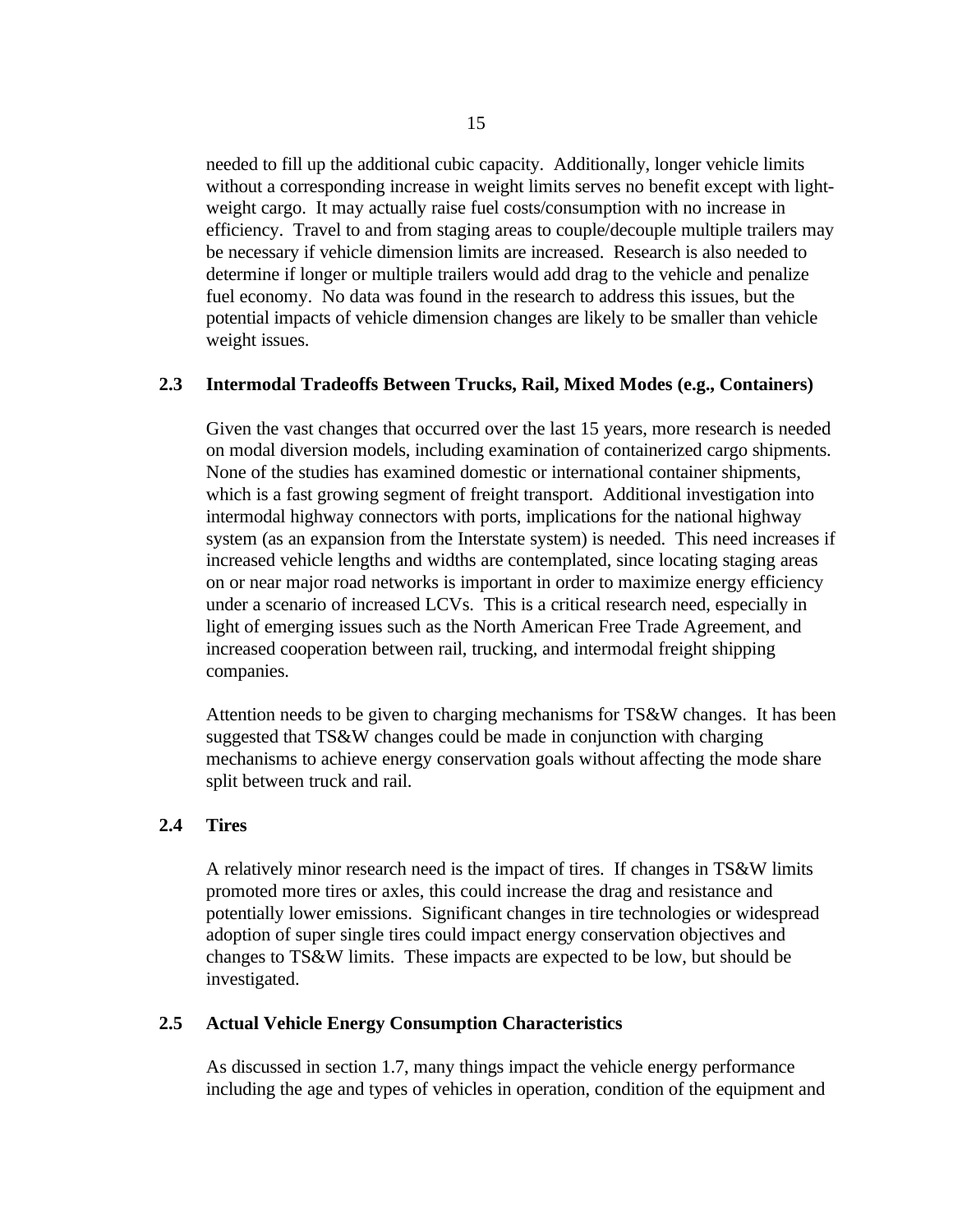needed to fill up the additional cubic capacity. Additionally, longer vehicle limits without a corresponding increase in weight limits serves no benefit except with light-weight cargo. It may actually raise fuel costs/consumption with no increase in efficiency. Travel to and from staging areas to couple/decouple multiple trailers may be necessary if vehicle dimension limits are increased. Research is also needed to determine if longer or multiple trailers would add drag to the vehicle and penalize fuel economy. No data was found in the research to address this issues, but the potential impacts of vehicle dimension changes are likely to be smaller than vehicle weight issues.

## 2.3 Intermodal Tradeoffs Between Trucks, Rail, Mixed Modes (e.g., Containers)

Given the vast changes that occurred over the last 15 years, more research is needed on modal diversion models, including examination of containerized cargo shipments. None of the studies has examined domestic or international container shipments, which is a fast growing segment of freight transport. Additional investigation into intermodal highway connectors with ports, implications for the national highway system (as an expansion from the Interstate system) is needed. This need increases if increased vehicle lengths and widths are contemplated, since locating staging areas on or near major road networks is important in order to maximize energy efficiency under a scenario of increased LCVs. This is a critical research need, especially in light of emerging issues such as the North American Free Trade Agreement, and increased cooperation between rail, trucking, and intermodal freight shipping companies.

Attention needs to be given to charging mechanisms for TS&W changes. It has been suggested that TS&W changes could be made in conjunction with charging mechanisms to achieve energy conservation goals without affecting the mode share split between truck and rail.

## 2.4 Tires

A relatively minor research need is the impact of tires. If changes in TS&W limits promoted more tires or axles, this could increase the drag and resistance and potentially lower emissions. Significant changes in tire technologies or widespread adoption of super single tires could impact energy conservation objectives and changes to TS&W limits. These impacts are expected to be low, but should be investigated.

## 2.5 Actual Vehicle Energy Consumption Characteristics

As discussed in section 1.7, many things impact the vehicle energy performance including the age and types of vehicles in operation, condition of the equipment and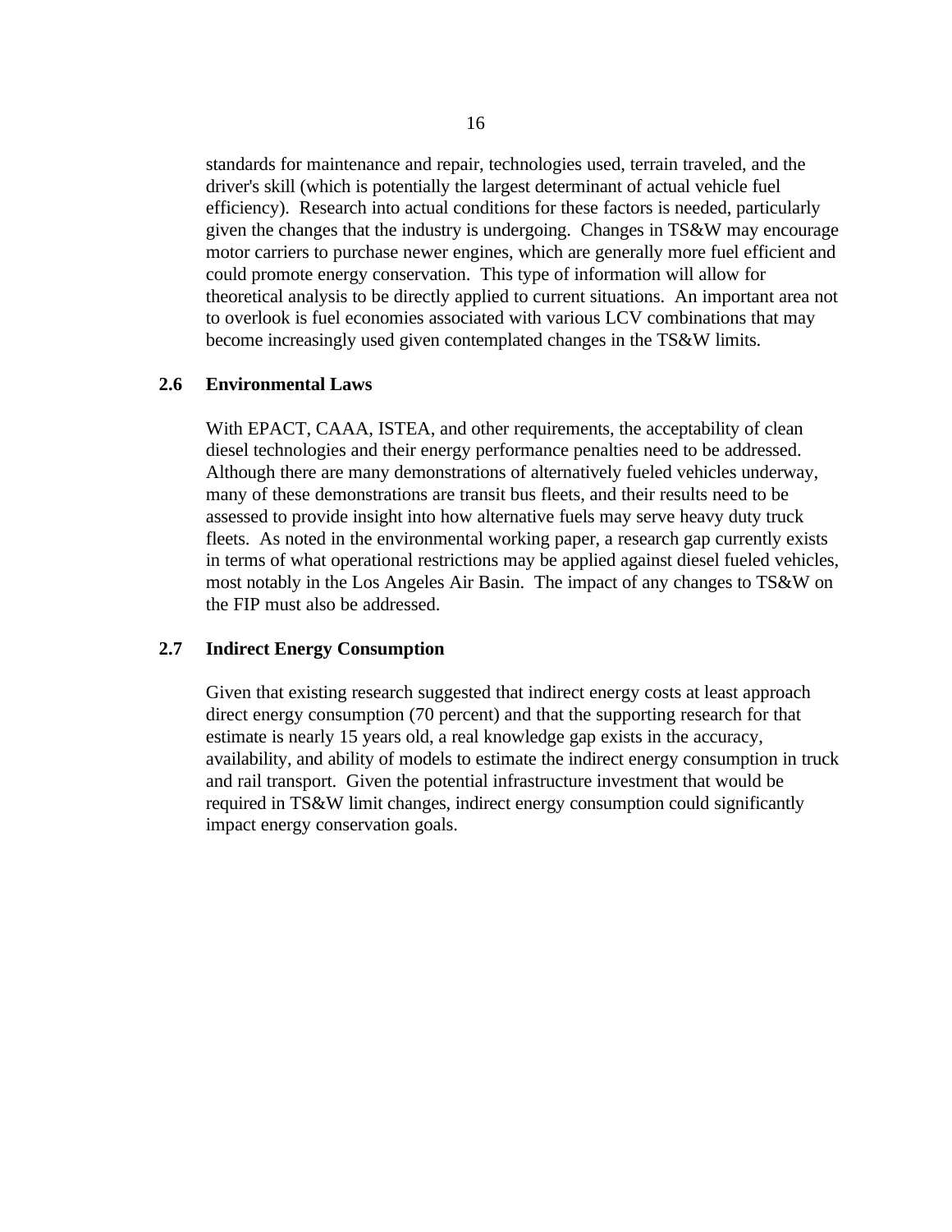standards for maintenance and repair, technologies used, terrain traveled, and the driver's skill (which is potentially the largest determinant of actual vehicle fuel efficiency). Research into actual conditions for these factors is needed, particularly given the changes that the industry is undergoing. Changes in TS&W may encourage motor carriers to purchase newer engines, which are generally more fuel efficient and could promote energy conservation. This type of information will allow for theoretical analysis to be directly applied to current situations. An important area not to overlook is fuel economies associated with various LCV combinations that may become increasingly used given contemplated changes in the TS&W limits.

## 2.6 Environmental Laws

With EPACT, CAAA, ISTEA, and other requirements, the acceptability of clean diesel technologies and their energy performance penalties need to be addressed. Although there are many demonstrations of alternatively fueled vehicles underway, many of these demonstrations are transit bus fleets, and their results need to be assessed to provide insight into how alternative fuels may serve heavy duty truck fleets. As noted in the environmental working paper, a research gap currently exists in terms of what operational restrictions may be applied against diesel fueled vehicles, most notably in the Los Angeles Air Basin. The impact of any changes to TS&W on the FIP must also be addressed.

## 2.7 Indirect Energy Consumption

Given that existing research suggested that indirect energy costs at least approach direct energy consumption (70 percent) and that the supporting research for that estimate is nearly 15 years old, a real knowledge gap exists in the accuracy, availability, and ability of models to estimate the indirect energy consumption in truck and rail transport. Given the potential infrastructure investment that would be required in TS&W limit changes, indirect energy consumption could significantly impact energy conservation goals.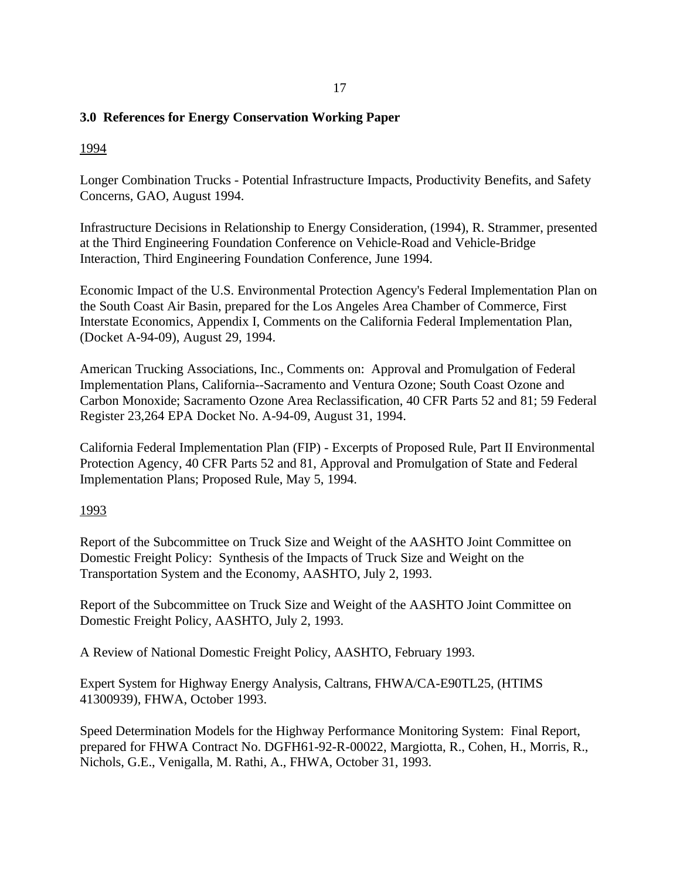## 3.0 References for Energy Conservation Working Paper

1994

Longer Combination Trucks - Potential Infrastructure Impacts, Productivity Benefits, and Safety Concerns, GAO, August 1994.

Infrastructure Decisions in Relationship to Energy Consideration, (1994), R. Strammer, presented at the Third Engineering Foundation Conference on Vehicle-Road and Vehicle-Bridge Interaction, Third Engineering Foundation Conference, June 1994.

Economic Impact of the U.S. Environmental Protection Agency's Federal Implementation Plan on the South Coast Air Basin, prepared for the Los Angeles Area Chamber of Commerce, First Interstate Economics, Appendix I, Comments on the California Federal Implementation Plan, (Docket A-94-09), August 29, 1994.

American Trucking Associations, Inc., Comments on: Approval and Promulgation of Federal Implementation Plans, California--Sacramento and Ventura Ozone; South Coast Ozone and Carbon Monoxide; Sacramento Ozone Area Reclassification, 40 CFR Parts 52 and 81; 59 Federal Register 23,264 EPA Docket No. A-94-09, August 31, 1994.

California Federal Implementation Plan (FIP) - Excerpts of Proposed Rule, Part II Environmental Protection Agency, 40 CFR Parts 52 and 81, Approval and Promulgation of State and Federal Implementation Plans; Proposed Rule, May 5, 1994.

1993

Report of the Subcommittee on Truck Size and Weight of the AASHTO Joint Committee on Domestic Freight Policy: Synthesis of the Impacts of Truck Size and Weight on the Transportation System and the Economy, AASHTO, July 2, 1993.

Report of the Subcommittee on Truck Size and Weight of the AASHTO Joint Committee on Domestic Freight Policy, AASHTO, July 2, 1993.

A Review of National Domestic Freight Policy, AASHTO, February 1993.

Expert System for Highway Energy Analysis, Caltrans, FHWA/CA-E90TL25, (HTIMS 41300939), FHWA, October 1993.

Speed Determination Models for the Highway Performance Monitoring System: Final Report, prepared for FHWA Contract No. DGFH61-92-R-00022, Margiotta, R., Cohen, H., Morris, R., Nichols, G.E., Venigalla, M. Rathi, A., FHWA, October 31, 1993.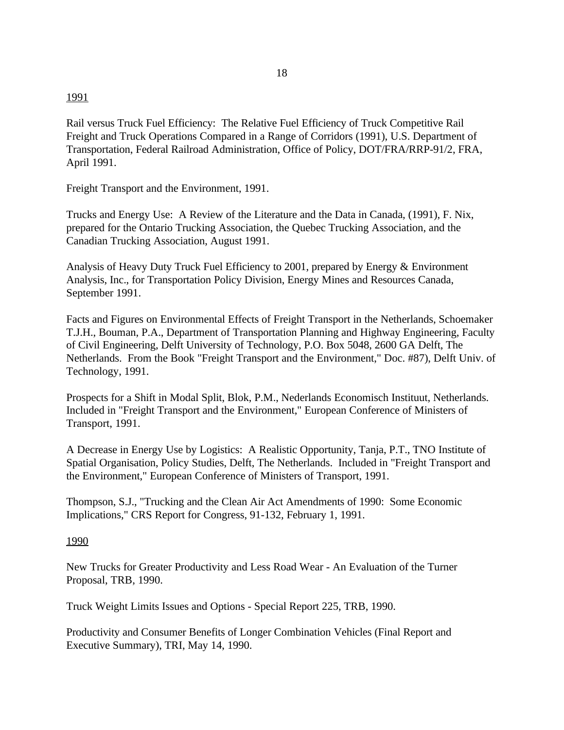<u>1991</u>

Rail versus Truck Fuel Efficiency: The Relative Fuel Efficiency of Truck Competitive Rail Freight and Truck Operations Compared in a Range of Corridors (1991), U.S. Department of Transportation, Federal Railroad Administration, Office of Policy, DOT/FRA/RRP-91/2, FRA, April 1991.

Freight Transport and the Environment, 1991.

Trucks and Energy Use: A Review of the Literature and the Data in Canada, (1991), F. Nix, prepared for the Ontario Trucking Association, the Quebec Trucking Association, and the Canadian Trucking Association, August 1991.

Analysis of Heavy Duty Truck Fuel Efficiency to 2001, prepared by Energy & Environment Analysis, Inc., for Transportation Policy Division, Energy Mines and Resources Canada, September 1991.

Facts and Figures on Environmental Effects of Freight Transport in the Netherlands, Schoemaker T.J.H., Bouman, P.A., Department of Transportation Planning and Highway Engineering, Faculty of Civil Engineering, Delft University of Technology, P.O. Box 5048, 2600 GA Delft, The Netherlands. From the Book "Freight Transport and the Environment," Doc. #87), Delft Univ. of Technology, 1991.

Prospects for a Shift in Modal Split, Blok, P.M., Nederlands Economisch Instituut, Netherlands. Included in "Freight Transport and the Environment," European Conference of Ministers of Transport, 1991.

A Decrease in Energy Use by Logistics: A Realistic Opportunity, Tanja, P.T., TNO Institute of Spatial Organisation, Policy Studies, Delft, The Netherlands. Included in "Freight Transport and the Environment," European Conference of Ministers of Transport, 1991.

Thompson, S.J., "Trucking and the Clean Air Act Amendments of 1990: Some Economic Implications," CRS Report for Congress, 91-132, February 1, 1991.

<u>1990</u>

New Trucks for Greater Productivity and Less Road Wear - An Evaluation of the Turner Proposal, TRB, 1990.

Truck Weight Limits Issues and Options - Special Report 225, TRB, 1990.

Productivity and Consumer Benefits of Longer Combination Vehicles (Final Report and Executive Summary), TRI, May 14, 1990.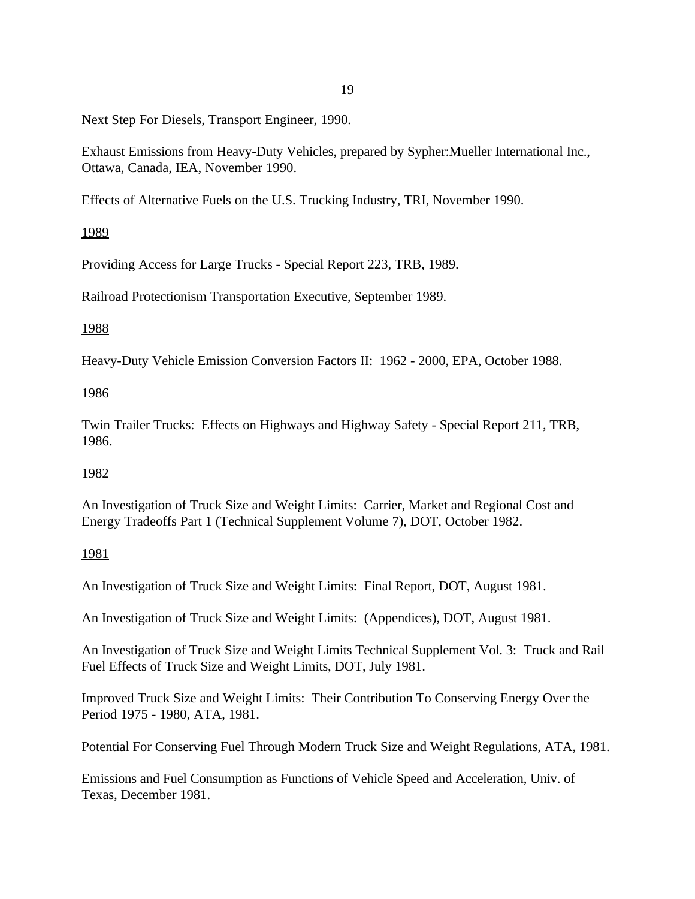Next Step For Diesels, Transport Engineer, 1990.

Exhaust Emissions from Heavy-Duty Vehicles, prepared by Sypher:Mueller International Inc., Ottawa, Canada, IEA, November 1990.

Effects of Alternative Fuels on the U.S. Trucking Industry, TRI, November 1990.

<u>1989</u>

Providing Access for Large Trucks - Special Report 223, TRB, 1989.

Railroad Protectionism Transportation Executive, September 1989.

<u>1988</u>

Heavy-Duty Vehicle Emission Conversion Factors II:  1962 - 2000, EPA, October 1988.

<u>1986</u>

Twin Trailer Trucks:  Effects on Highways and Highway Safety - Special Report 211, TRB, 1986.

<u>1982</u>

An Investigation of Truck Size and Weight Limits:  Carrier, Market and Regional Cost and Energy Tradeoffs Part 1 (Technical Supplement Volume 7), DOT, October 1982.

<u>1981</u>

An Investigation of Truck Size and Weight Limits:  Final Report, DOT, August 1981.

An Investigation of Truck Size and Weight Limits:  (Appendices), DOT, August 1981.

An Investigation of Truck Size and Weight Limits Technical Supplement Vol. 3:  Truck and Rail Fuel Effects of Truck Size and Weight Limits, DOT, July 1981.

Improved Truck Size and Weight Limits:  Their Contribution To Conserving Energy Over the Period 1975 - 1980, ATA, 1981.

Potential For Conserving Fuel Through Modern Truck Size and Weight Regulations, ATA, 1981.

Emissions and Fuel Consumption as Functions of Vehicle Speed and Acceleration, Univ. of Texas, December 1981.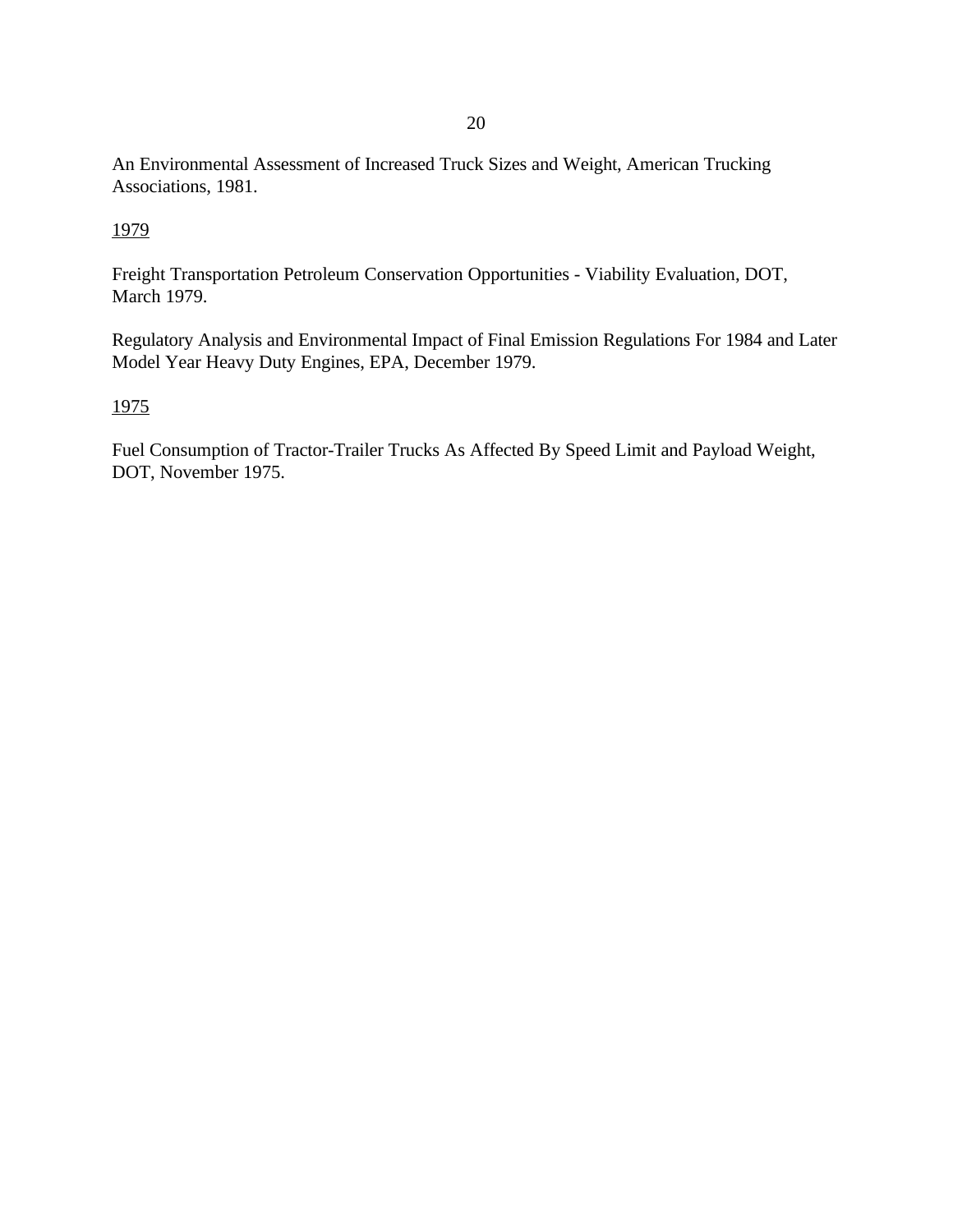An Environmental Assessment of Increased Truck Sizes and Weight, American Trucking Associations, 1981.

<u>1979</u>

Freight Transportation Petroleum Conservation Opportunities - Viability Evaluation, DOT, March 1979.

Regulatory Analysis and Environmental Impact of Final Emission Regulations For 1984 and Later Model Year Heavy Duty Engines, EPA, December 1979.

<u>1975</u>

Fuel Consumption of Tractor-Trailer Trucks As Affected By Speed Limit and Payload Weight, DOT, November 1975.